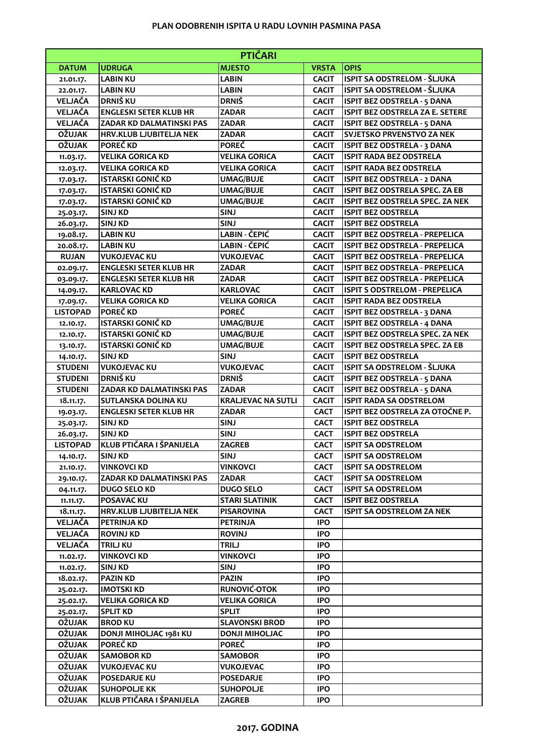# PLAN ODOBRENIH ISPITA U RADU LOVNIH PASMINA PASA

| PTIČARI | | | | |
|---|---|---|---|---|
| **DATUM** | **UDRUGA** | **MJESTO** | **VRSTA** | **OPIS** |
| 21.01.17. | LABIN KU | LABIN | CACIT | ISPIT SA ODSTRELOM - ŠLJUKA |
| 22.01.17. | LABIN KU | LABIN | CACIT | ISPIT SA ODSTRELOM - ŠLJUKA |
| VELJAČA | DRNIŠ KU | DRNIŠ | CACIT | ISPIT BEZ ODSTRELA - 5 DANA |
| VELJAČA | ENGLESKI SETER KLUB HR | ZADAR | CACIT | ISPIT BEZ ODSTRELA ZA E. SETERE |
| VELJAČA | ZADAR KD DALMATINSKI PAS | ZADAR | CACIT | ISPIT BEZ ODSTRELA - 5 DANA |
| OŽUJAK | HRV.KLUB LJUBITELJA NEK | ZADAR | CACIT | SVJETSKO PRVENSTVO ZA NEK |
| OŽUJAK | POREČ KD | POREČ | CACIT | ISPIT BEZ ODSTRELA - 3 DANA |
| 11.03.17. | VELIKA GORICA KD | VELIKA GORICA | CACIT | ISPIT RADA BEZ ODSTRELA |
| 12.03.17. | VELIKA GORICA KD | VELIKA GORICA | CACIT | ISPIT RADA BEZ ODSTRELA |
| 17.03.17. | ISTARSKI GONIČ KD | UMAG/BUJE | CACIT | ISPIT BEZ ODSTRELA - 2 DANA |
| 17.03.17. | ISTARSKI GONIČ KD | UMAG/BUJE | CACIT | ISPIT BEZ ODSTRELA SPEC. ZA EB |
| 17.03.17. | ISTARSKI GONIČ KD | UMAG/BUJE | CACIT | ISPIT BEZ ODSTRELA SPEC. ZA NEK |
| 25.03.17. | SINJ KD | SINJ | CACIT | ISPIT BEZ ODSTRELA |
| 26.03.17. | SINJ KD | SINJ | CACIT | ISPIT BEZ ODSTRELA |
| 19.08.17. | LABIN KU | LABIN - ČEPIĆ | CACIT | ISPIT BEZ ODSTRELA - PREPELICA |
| 20.08.17. | LABIN KU | LABIN - ČEPIĆ | CACIT | ISPIT BEZ ODSTRELA - PREPELICA |
| RUJAN | VUKOJEVAC KU | VUKOJEVAC | CACIT | ISPIT BEZ ODSTRELA - PREPELICA |
| 02.09.17. | ENGLESKI SETER KLUB HR | ZADAR | CACIT | ISPIT BEZ ODSTRELA - PREPELICA |
| 03.09.17. | ENGLESKI SETER KLUB HR | ZADAR | CACIT | ISPIT BEZ ODSTRELA - PREPELICA |
| 14.09.17. | KARLOVAC KD | KARLOVAC | CACIT | ISPIT S ODSTRELOM - PREPELICA |
| 17.09.17. | VELIKA GORICA KD | VELIKA GORICA | CACIT | ISPIT RADA BEZ ODSTRELA |
| LISTOPAD | POREČ KD | POREČ | CACIT | ISPIT BEZ ODSTRELA - 3 DANA |
| 12.10.17. | ISTARSKI GONIČ KD | UMAG/BUJE | CACIT | ISPIT BEZ ODSTRELA - 4 DANA |
| 12.10.17. | ISTARSKI GONIČ KD | UMAG/BUJE | CACIT | ISPIT BEZ ODSTRELA SPEC. ZA NEK |
| 13.10.17. | ISTARSKI GONIČ KD | UMAG/BUJE | CACIT | ISPIT BEZ ODSTRELA SPEC. ZA EB |
| 14.10.17. | SINJ KD | SINJ | CACIT | ISPIT BEZ ODSTRELA |
| STUDENI | VUKOJEVAC KU | VUKOJEVAC | CACIT | ISPIT SA ODSTRELOM - ŠLJUKA |
| STUDENI | DRNIŠ KU | DRNIŠ | CACIT | ISPIT BEZ ODSTRELA - 5 DANA |
| STUDENI | ZADAR KD DALMATINSKI PAS | ZADAR | CACIT | ISPIT BEZ ODSTRELA - 5 DANA |
| 18.11.17. | SUTLANSKA DOLINA KU | KRALJEVAC NA SUTLI | CACIT | ISPIT RADA SA ODSTRELOM |
| 19.03.17. | ENGLESKI SETER KLUB HR | ZADAR | CACT | ISPIT BEZ ODSTRELA ZA OTOČNE P. |
| 25.03.17. | SINJ KD | SINJ | CACT | ISPIT BEZ ODSTRELA |
| 26.03.17. | SINJ KD | SINJ | CACT | ISPIT BEZ ODSTRELA |
| LISTOPAD | KLUB PTIČARA I ŠPANIJELA | ZAGREB | CACT | ISPIT SA ODSTRELOM |
| 14.10.17. | SINJ KD | SINJ | CACT | ISPIT SA ODSTRELOM |
| 21.10.17. | VINKOVCI KD | VINKOVCI | CACT | ISPIT SA ODSTRELOM |
| 29.10.17. | ZADAR KD DALMATINSKI PAS | ZADAR | CACT | ISPIT SA ODSTRELOM |
| 04.11.17. | DUGO SELO KD | DUGO SELO | CACT | ISPIT SA ODSTRELOM |
| 11.11.17. | POSAVAC KU | STARI SLATINIK | CACT | ISPIT BEZ ODSTRELA |
| 18.11.17. | HRV.KLUB LJUBITELJA NEK | PISAROVINA | CACT | ISPIT SA ODSTRELOM ZA NEK |
| VELJAČA | PETRINJA KD | PETRINJA | IPO | |
| VELJAČA | ROVINJ KD | ROVINJ | IPO | |
| VELJAČA | TRILJ KU | TRILJ | IPO | |
| 11.02.17. | VINKOVCI KD | VINKOVCI | IPO | |
| 11.02.17. | SINJ KD | SINJ | IPO | |
| 18.02.17. | PAZIN KD | PAZIN | IPO | |
| 25.02.17. | IMOTSKI KD | RUNOVIĆ-OTOK | IPO | |
| 25.02.17. | VELIKA GORICA KD | VELIKA GORICA | IPO | |
| 25.02.17. | SPLIT KD | SPLIT | IPO | |
| OŽUJAK | BROD KU | SLAVONSKI BROD | IPO | |
| OŽUJAK | DONJI MIHOLJAC 1981 KU | DONJI MIHOLJAC | IPO | |
| OŽUJAK | POREČ KD | POREČ | IPO | |
| OŽUJAK | SAMOBOR KD | SAMOBOR | IPO | |
| OŽUJAK | VUKOJEVAC KU | VUKOJEVAC | IPO | |
| OŽUJAK | POSEDARJE KU | POSEDARJE | IPO | |
| OŽUJAK | SUHOPOLJE KK | SUHOPOLJE | IPO | |
| OŽUJAK | KLUB PTIČARA I ŠPANIJELA | ZAGREB | IPO | |

**2017. GODINA**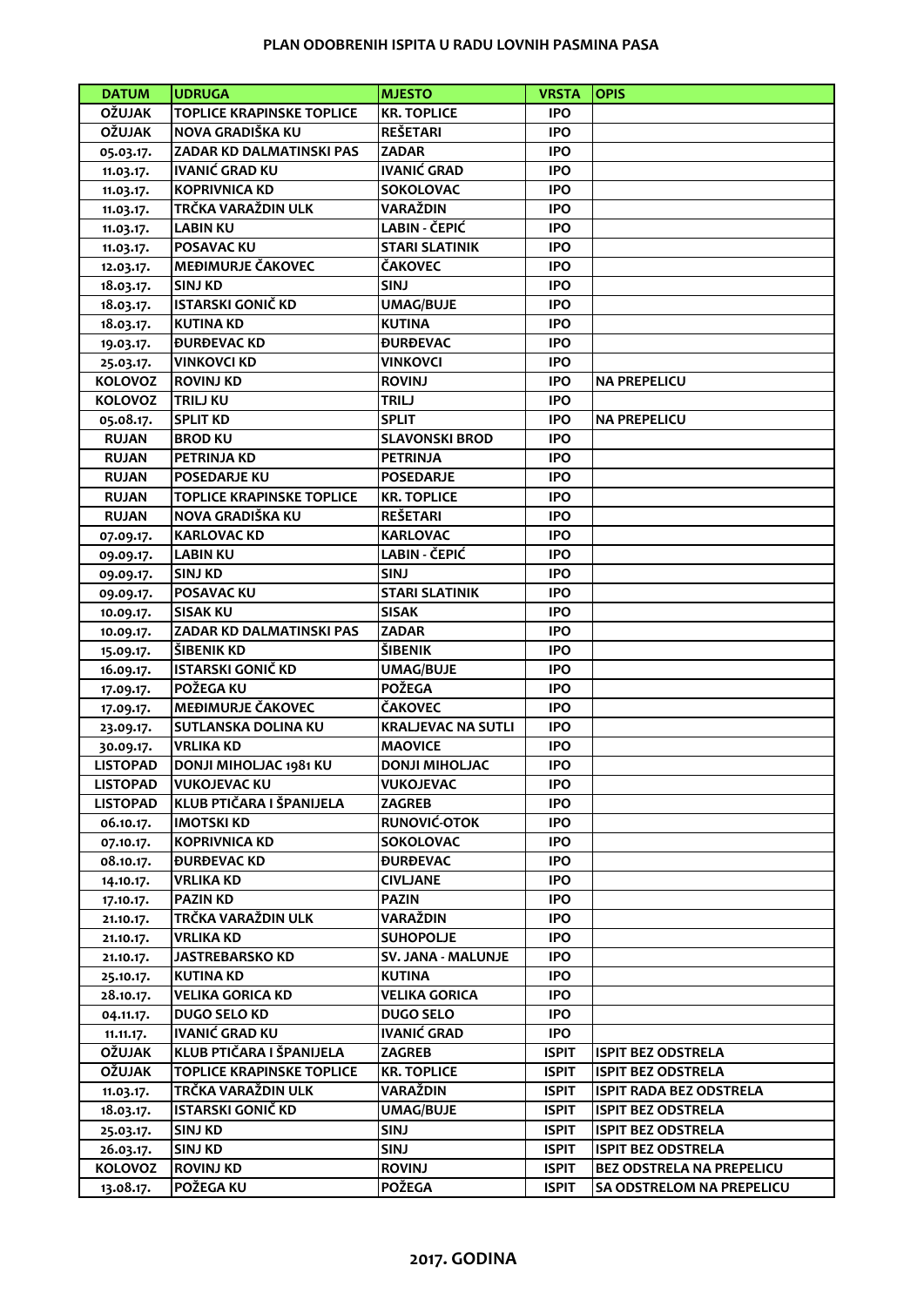## PLAN ODOBRENIH ISPITA U RADU LOVNIH PASMINA PASA

| DATUM | UDRUGA | MJESTO | VRSTA | OPIS |
|---|---|---|---|---|
| OŽUJAK | TOPLICE KRAPINSKE TOPLICE | KR. TOPLICE | IPO | |
| OŽUJAK | NOVA GRADIŠKA KU | REŠETARI | IPO | |
| 05.03.17. | ZADAR KD DALMATINSKI PAS | ZADAR | IPO | |
| 11.03.17. | IVANIĆ GRAD KU | IVANIĆ GRAD | IPO | |
| 11.03.17. | KOPRIVNICA KD | SOKOLOVAC | IPO | |
| 11.03.17. | TRČKA VARAŽDIN ULK | VARAŽDIN | IPO | |
| 11.03.17. | LABIN KU | LABIN - ČEPIĆ | IPO | |
| 11.03.17. | POSAVAC KU | STARI SLATINIK | IPO | |
| 12.03.17. | MEĐIMURJE ČAKOVEC | ČAKOVEC | IPO | |
| 18.03.17. | SINJ KD | SINJ | IPO | |
| 18.03.17. | ISTARSKI GONIČ KD | UMAG/BUJE | IPO | |
| 18.03.17. | KUTINA KD | KUTINA | IPO | |
| 19.03.17. | ĐURĐEVAC KD | ĐURĐEVAC | IPO | |
| 25.03.17. | VINKOVCI KD | VINKOVCI | IPO | |
| KOLOVOZ | ROVINJ KD | ROVINJ | IPO | NA PREPELICU |
| KOLOVOZ | TRILJ KU | TRILJ | IPO | |
| 05.08.17. | SPLIT KD | SPLIT | IPO | NA PREPELICU |
| RUJAN | BROD KU | SLAVONSKI BROD | IPO | |
| RUJAN | PETRINJA KD | PETRINJA | IPO | |
| RUJAN | POSEDARJE KU | POSEDARJE | IPO | |
| RUJAN | TOPLICE KRAPINSKE TOPLICE | KR. TOPLICE | IPO | |
| RUJAN | NOVA GRADIŠKA KU | REŠETARI | IPO | |
| 07.09.17. | KARLOVAC KD | KARLOVAC | IPO | |
| 09.09.17. | LABIN KU | LABIN - ČEPIĆ | IPO | |
| 09.09.17. | SINJ KD | SINJ | IPO | |
| 09.09.17. | POSAVAC KU | STARI SLATINIK | IPO | |
| 10.09.17. | SISAK KU | SISAK | IPO | |
| 10.09.17. | ZADAR KD DALMATINSKI PAS | ZADAR | IPO | |
| 15.09.17. | ŠIBENIK KD | ŠIBENIK | IPO | |
| 16.09.17. | ISTARSKI GONIČ KD | UMAG/BUJE | IPO | |
| 17.09.17. | POŽEGA KU | POŽEGA | IPO | |
| 17.09.17. | MEĐIMURJE ČAKOVEC | ČAKOVEC | IPO | |
| 23.09.17. | SUTLANSKA DOLINA KU | KRALJEVAC NA SUTLI | IPO | |
| 30.09.17. | VRLIKA KD | MAOVICE | IPO | |
| LISTOPAD | DONJI MIHOLJAC 1981 KU | DONJI MIHOLJAC | IPO | |
| LISTOPAD | VUKOJEVAC KU | VUKOJEVAC | IPO | |
| LISTOPAD | KLUB PTIČARA I ŠPANIJELA | ZAGREB | IPO | |
| 06.10.17. | IMOTSKI KD | RUNOVIĆ-OTOK | IPO | |
| 07.10.17. | KOPRIVNICA KD | SOKOLOVAC | IPO | |
| 08.10.17. | ĐURĐEVAC KD | ĐURĐEVAC | IPO | |
| 14.10.17. | VRLIKA KD | CIVLJANE | IPO | |
| 17.10.17. | PAZIN KD | PAZIN | IPO | |
| 21.10.17. | TRČKA VARAŽDIN ULK | VARAŽDIN | IPO | |
| 21.10.17. | VRLIKA KD | SUHOPOLJE | IPO | |
| 21.10.17. | JASTREBARSKO KD | SV. JANA - MALUNJE | IPO | |
| 25.10.17. | KUTINA KD | KUTINA | IPO | |
| 28.10.17. | VELIKA GORICA KD | VELIKA GORICA | IPO | |
| 04.11.17. | DUGO SELO KD | DUGO SELO | IPO | |
| 11.11.17. | IVANIĆ GRAD KU | IVANIĆ GRAD | IPO | |
| OŽUJAK | KLUB PTIČARA I ŠPANIJELA | ZAGREB | ISPIT | ISPIT BEZ ODSTRELA |
| OŽUJAK | TOPLICE KRAPINSKE TOPLICE | KR. TOPLICE | ISPIT | ISPIT BEZ ODSTRELA |
| 11.03.17. | TRČKA VARAŽDIN ULK | VARAŽDIN | ISPIT | ISPIT RADA BEZ ODSTRELA |
| 18.03.17. | ISTARSKI GONIČ KD | UMAG/BUJE | ISPIT | ISPIT BEZ ODSTRELA |
| 25.03.17. | SINJ KD | SINJ | ISPIT | ISPIT BEZ ODSTRELA |
| 26.03.17. | SINJ KD | SINJ | ISPIT | ISPIT BEZ ODSTRELA |
| KOLOVOZ | ROVINJ KD | ROVINJ | ISPIT | BEZ ODSTRELA NA PREPELICU |
| 13.08.17. | POŽEGA KU | POŽEGA | ISPIT | SA ODSTRELOM NA PREPELICU |

**2017. GODINA**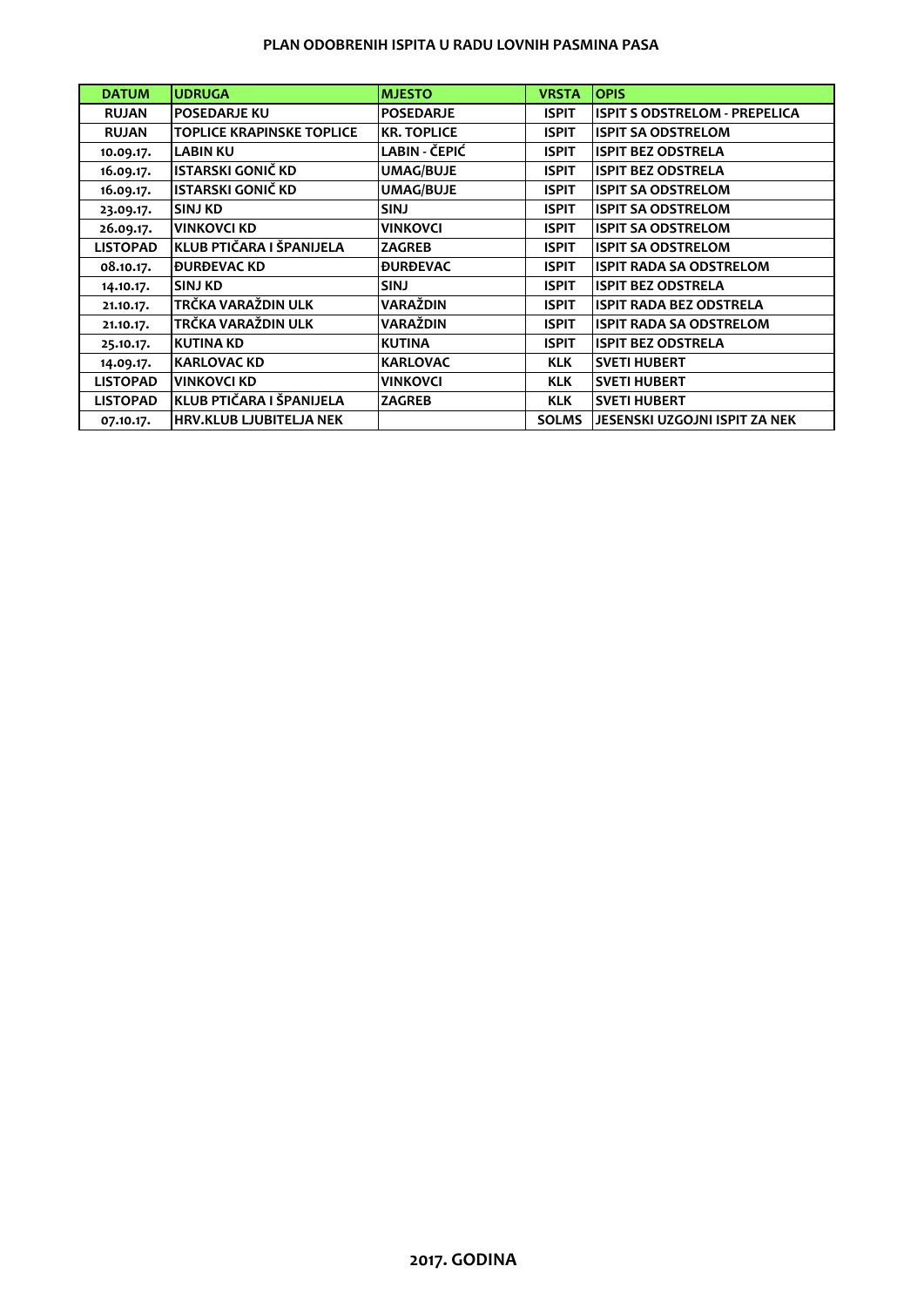**PLAN ODOBRENIH ISPITA U RADU LOVNIH PASMINA PASA**

| DATUM | UDRUGA | MJESTO | VRSTA | OPIS |
|---|---|---|---|---|
| RUJAN | POSEDARJE KU | POSEDARJE | ISPIT | ISPIT S ODSTRELOM - PREPELICA |
| RUJAN | TOPLICE KRAPINSKE TOPLICE | KR. TOPLICE | ISPIT | ISPIT SA ODSTRELOM |
| 10.09.17. | LABIN KU | LABIN - ČEPIĆ | ISPIT | ISPIT BEZ ODSTRELA |
| 16.09.17. | ISTARSKI GONIČ KD | UMAG/BUJE | ISPIT | ISPIT BEZ ODSTRELA |
| 16.09.17. | ISTARSKI GONIČ KD | UMAG/BUJE | ISPIT | ISPIT SA ODSTRELOM |
| 23.09.17. | SINJ KD | SINJ | ISPIT | ISPIT SA ODSTRELOM |
| 26.09.17. | VINKOVCI KD | VINKOVCI | ISPIT | ISPIT SA ODSTRELOM |
| LISTOPAD | KLUB PTIČARA I ŠPANIJELA | ZAGREB | ISPIT | ISPIT SA ODSTRELOM |
| 08.10.17. | ĐURĐEVAC KD | ĐURĐEVAC | ISPIT | ISPIT RADA SA ODSTRELOM |
| 14.10.17. | SINJ KD | SINJ | ISPIT | ISPIT BEZ ODSTRELA |
| 21.10.17. | TRČKA VARAŽDIN ULK | VARAŽDIN | ISPIT | ISPIT RADA BEZ ODSTRELA |
| 21.10.17. | TRČKA VARAŽDIN ULK | VARAŽDIN | ISPIT | ISPIT RADA SA ODSTRELOM |
| 25.10.17. | KUTINA KD | KUTINA | ISPIT | ISPIT BEZ ODSTRELA |
| 14.09.17. | KARLOVAC KD | KARLOVAC | KLK | SVETI HUBERT |
| LISTOPAD | VINKOVCI KD | VINKOVCI | KLK | SVETI HUBERT |
| LISTOPAD | KLUB PTIČARA I ŠPANIJELA | ZAGREB | KLK | SVETI HUBERT |
| 07.10.17. | HRV.KLUB LJUBITELJA NEK | | SOLMS | JESENSKI UZGOJNI ISPIT ZA NEK |

**2017. GODINA**